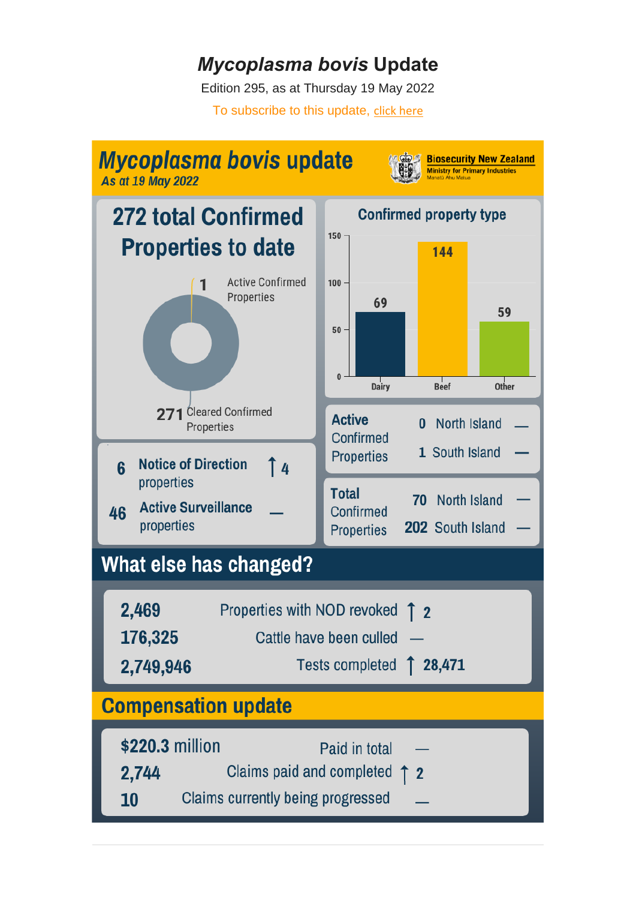# *Mycoplasma bovis* Update

Edition 295, as at Thursday 19 May 2022

To subscribe to this update, click here

## *Mycoplasma bovis* update

*As at 19 May 2022*

Biosecurity New Zealand
Ministry for Primary Industries
Manatū Ahu Matua

### 272 total Confirmed Properties to date

- 1 Active Confirmed Properties
- 271 Cleared Confirmed Properties

### Confirmed property type

| Dairy | Beef | Other |
|---|---|---|
| 69 | 144 | 59 |

| | | |
|---|---|---|
| 6 | Notice of Direction properties | ↑ 4 |
| 46 | Active Surveillance properties | — |

**Active** Confirmed Properties

| | | |
|---|---|---|
| 0 | North Island | — |
| 1 | South Island | — |

**Total** Confirmed Properties

| | | |
|---|---|---|
| 70 | North Island | — |
| 202 | South Island | — |

## What else has changed?

| | | |
|---|---|---|
| 2,469 | Properties with NOD revoked | ↑ 2 |
| 176,325 | Cattle have been culled | — |
| 2,749,946 | Tests completed | ↑ 28,471 |

## Compensation update

| | | |
|---|---|---|
| $220.3 million | Paid in total | — |
| 2,744 | Claims paid and completed | ↑ 2 |
| 10 | Claims currently being progressed | — |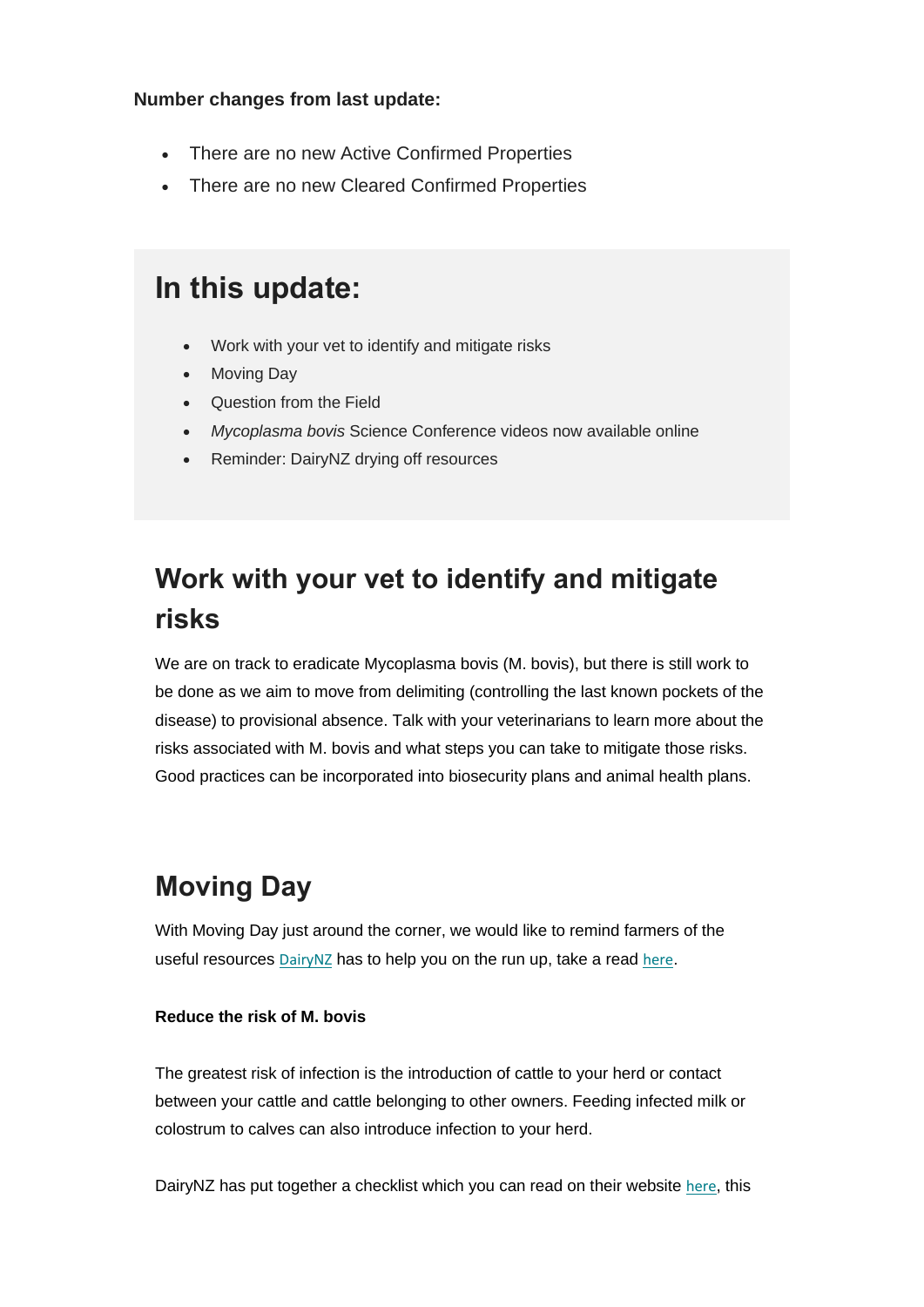**Number changes from last update:**

- There are no new Active Confirmed Properties
- There are no new Cleared Confirmed Properties

## In this update:

- Work with your vet to identify and mitigate risks
- Moving Day
- Question from the Field
- *Mycoplasma bovis* Science Conference videos now available online
- Reminder: DairyNZ drying off resources

## Work with your vet to identify and mitigate risks

We are on track to eradicate Mycoplasma bovis (M. bovis), but there is still work to be done as we aim to move from delimiting (controlling the last known pockets of the disease) to provisional absence. Talk with your veterinarians to learn more about the risks associated with M. bovis and what steps you can take to mitigate those risks. Good practices can be incorporated into biosecurity plans and animal health plans.

## Moving Day

With Moving Day just around the corner, we would like to remind farmers of the useful resources DairyNZ has to help you on the run up, take a read here.

**Reduce the risk of M. bovis**

The greatest risk of infection is the introduction of cattle to your herd or contact between your cattle and cattle belonging to other owners. Feeding infected milk or colostrum to calves can also introduce infection to your herd.

DairyNZ has put together a checklist which you can read on their website here, this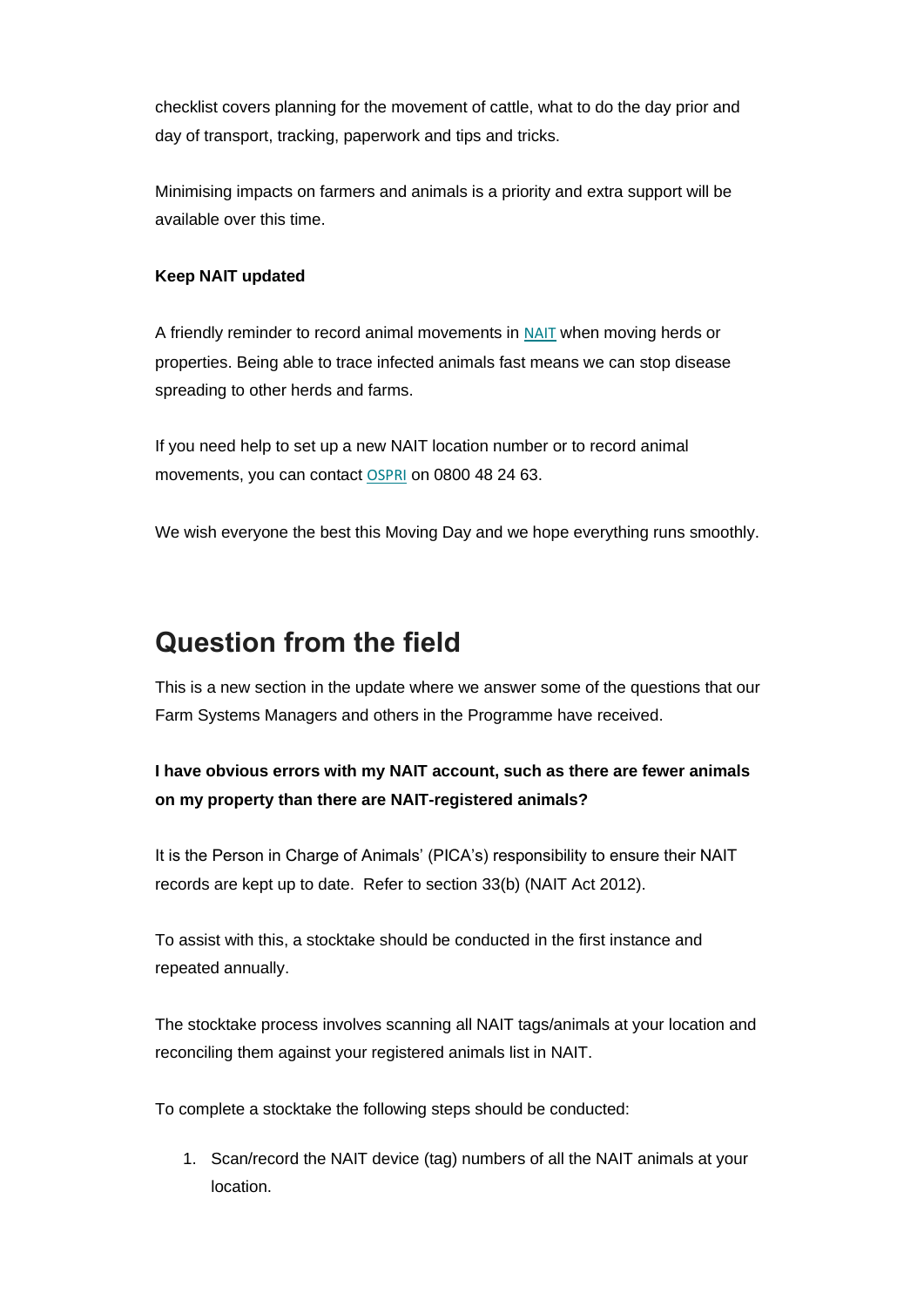checklist covers planning for the movement of cattle, what to do the day prior and day of transport, tracking, paperwork and tips and tricks.

Minimising impacts on farmers and animals is a priority and extra support will be available over this time.

**Keep NAIT updated**

A friendly reminder to record animal movements in NAIT when moving herds or properties. Being able to trace infected animals fast means we can stop disease spreading to other herds and farms.

If you need help to set up a new NAIT location number or to record animal movements, you can contact OSPRI on 0800 48 24 63.

We wish everyone the best this Moving Day and we hope everything runs smoothly.

## Question from the field

This is a new section in the update where we answer some of the questions that our Farm Systems Managers and others in the Programme have received.

**I have obvious errors with my NAIT account, such as there are fewer animals on my property than there are NAIT-registered animals?**

It is the Person in Charge of Animals' (PICA's) responsibility to ensure their NAIT records are kept up to date. Refer to section 33(b) (NAIT Act 2012).

To assist with this, a stocktake should be conducted in the first instance and repeated annually.

The stocktake process involves scanning all NAIT tags/animals at your location and reconciling them against your registered animals list in NAIT.

To complete a stocktake the following steps should be conducted:

1. Scan/record the NAIT device (tag) numbers of all the NAIT animals at your location.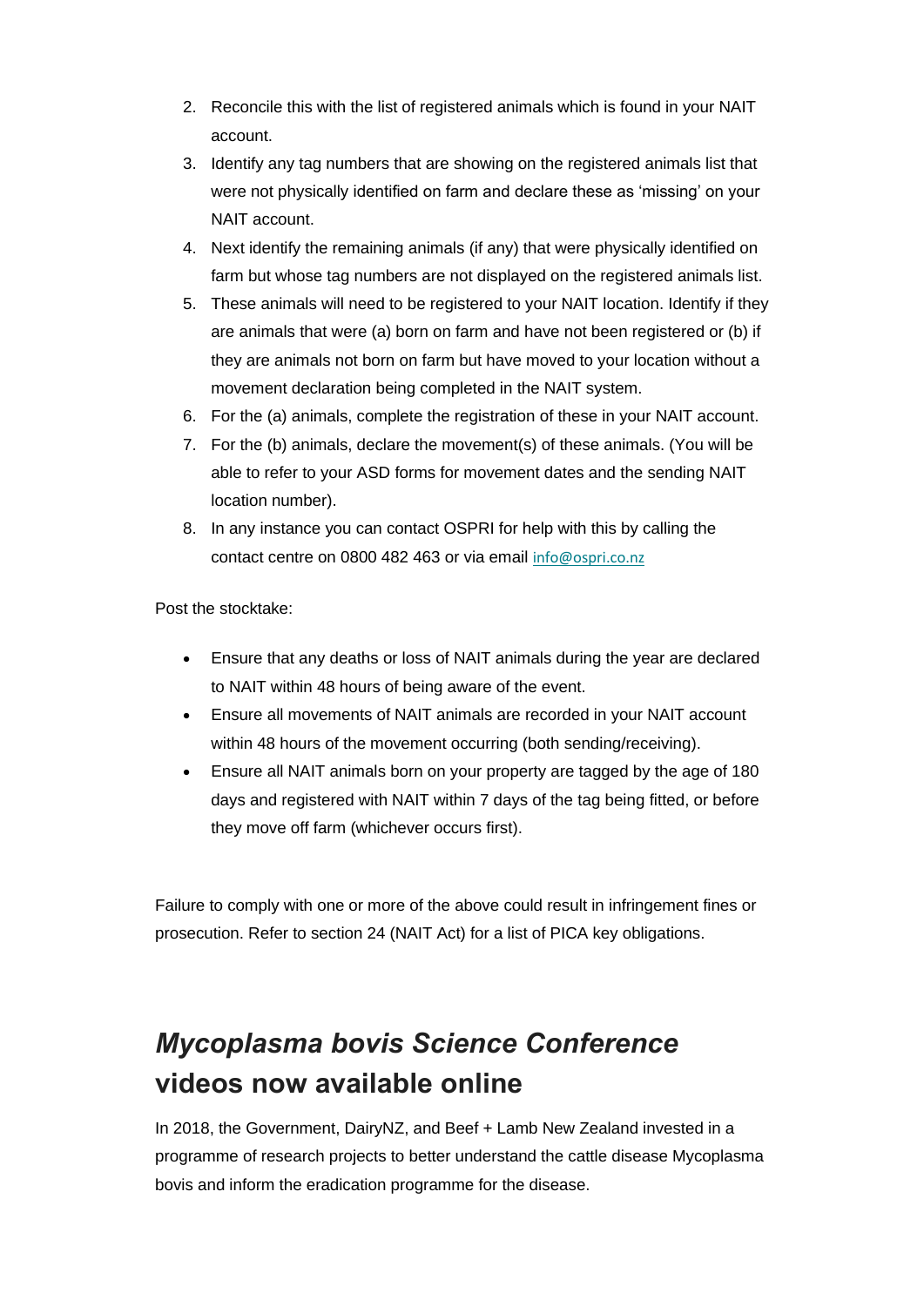2. Reconcile this with the list of registered animals which is found in your NAIT account.
3. Identify any tag numbers that are showing on the registered animals list that were not physically identified on farm and declare these as 'missing' on your NAIT account.
4. Next identify the remaining animals (if any) that were physically identified on farm but whose tag numbers are not displayed on the registered animals list.
5. These animals will need to be registered to your NAIT location. Identify if they are animals that were (a) born on farm and have not been registered or (b) if they are animals not born on farm but have moved to your location without a movement declaration being completed in the NAIT system.
6. For the (a) animals, complete the registration of these in your NAIT account.
7. For the (b) animals, declare the movement(s) of these animals. (You will be able to refer to your ASD forms for movement dates and the sending NAIT location number).
8. In any instance you can contact OSPRI for help with this by calling the contact centre on 0800 482 463 or via email info@ospri.co.nz

Post the stocktake:

- Ensure that any deaths or loss of NAIT animals during the year are declared to NAIT within 48 hours of being aware of the event.
- Ensure all movements of NAIT animals are recorded in your NAIT account within 48 hours of the movement occurring (both sending/receiving).
- Ensure all NAIT animals born on your property are tagged by the age of 180 days and registered with NAIT within 7 days of the tag being fitted, or before they move off farm (whichever occurs first).

Failure to comply with one or more of the above could result in infringement fines or prosecution. Refer to section 24 (NAIT Act) for a list of PICA key obligations.

## *Mycoplasma bovis Science Conference* videos now available online

In 2018, the Government, DairyNZ, and Beef + Lamb New Zealand invested in a programme of research projects to better understand the cattle disease Mycoplasma bovis and inform the eradication programme for the disease.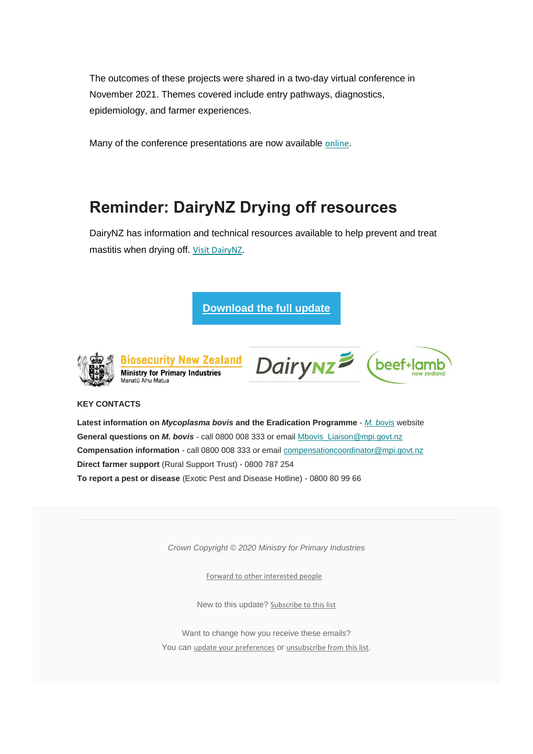The outcomes of these projects were shared in a two-day virtual conference in November 2021. Themes covered include entry pathways, diagnostics, epidemiology, and farmer experiences.

Many of the conference presentations are now available online.

## Reminder: DairyNZ Drying off resources

DairyNZ has information and technical resources available to help prevent and treat mastitis when drying off. Visit DairyNZ.

**Download the full update**

Biosecurity New Zealand
Ministry for Primary Industries
Manatū Ahu Matua

DairyNZ

beef+lamb new zealand

**KEY CONTACTS**

**Latest information on *Mycoplasma bovis* and the Eradication Programme** - *M. bovis* website
**General questions on *M. bovis*** - call 0800 008 333 or email Mbovis_Liaison@mpi.govt.nz
**Compensation information** - call 0800 008 333 or email compensationcoordinator@mpi.govt.nz
**Direct farmer support** (Rural Support Trust) - 0800 787 254
**To report a pest or disease** (Exotic Pest and Disease Hotline) - 0800 80 99 66

*Crown Copyright © 2020 Ministry for Primary Industries*

Forward to other interested people

New to this update? Subscribe to this list

Want to change how you receive these emails?
You can update your preferences or unsubscribe from this list.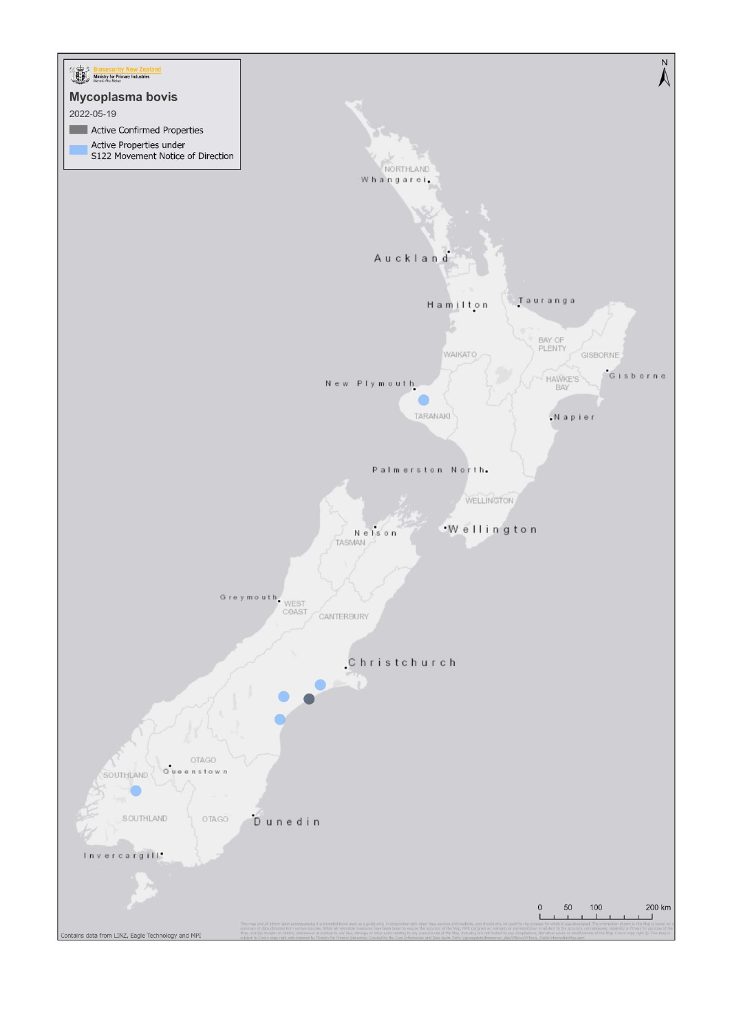Biosecurity New Zealand
Ministry for Primary Industries
Manatū Ahu Matua

**Mycoplasma bovis**

2022-05-19

Active Confirmed Properties

Active Properties under S122 Movement Notice of Direction

N

NORTHLAND
Whangarei
Auckland
Hamilton
Tauranga
BAY OF PLENTY
WAIKATO
GISBORNE
Gisborne
New Plymouth
HAWKE'S BAY
TARANAKI
Napier
Palmerston North
WELLINGTON
Wellington
Nelson
TASMAN
Greymouth
WEST COAST
CANTERBURY
Christchurch
OTAGO
SOUTHLAND
Queenstown
SOUTHLAND
OTAGO
Dunedin
Invercargill

0 50 100 200 km

Contains data from LINZ, Eagle Technology and MPI